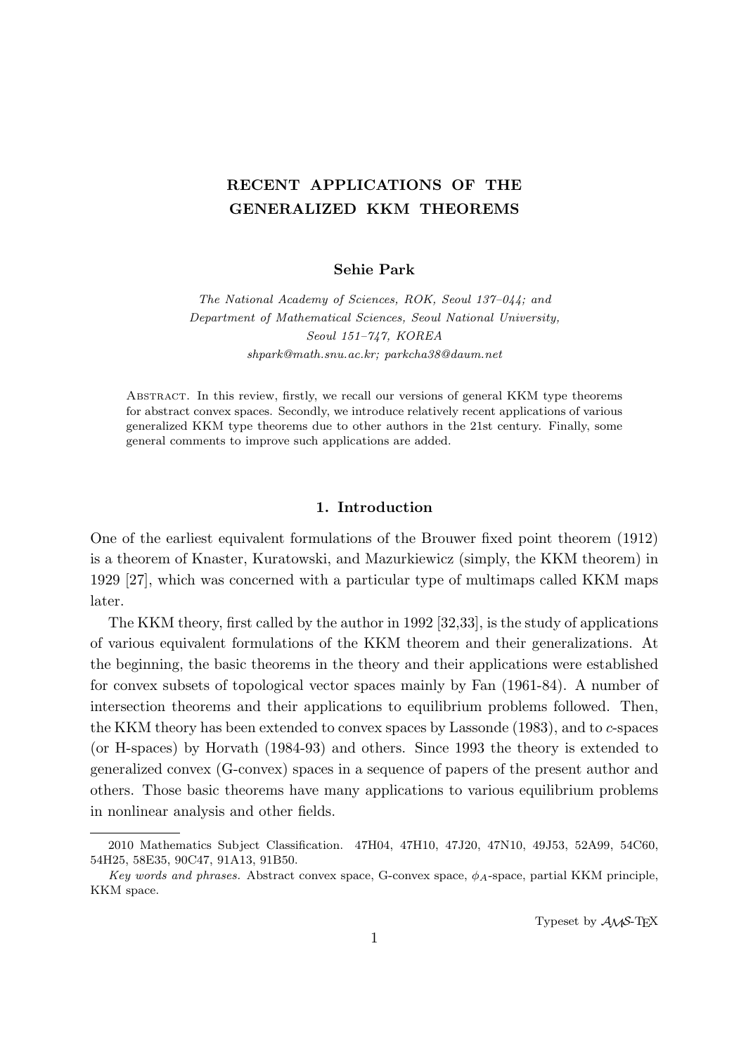# RECENT APPLICATIONS OF THE GENERALIZED KKM THEOREMS

**Sehie Park**

*The National Academy of Sciences, ROK, Seoul 137–044; and Department of Mathematical Sciences, Seoul National University, Seoul 151–747, KOREA*
*shpark@math.snu.ac.kr; parkcha38@daum.net*

Abstract. In this review, firstly, we recall our versions of general KKM type theorems for abstract convex spaces. Secondly, we introduce relatively recent applications of various generalized KKM type theorems due to other authors in the 21st century. Finally, some general comments to improve such applications are added.

## 1. Introduction

One of the earliest equivalent formulations of the Brouwer fixed point theorem (1912) is a theorem of Knaster, Kuratowski, and Mazurkiewicz (simply, the KKM theorem) in 1929 [27], which was concerned with a particular type of multimaps called KKM maps later.

The KKM theory, first called by the author in 1992 [32,33], is the study of applications of various equivalent formulations of the KKM theorem and their generalizations. At the beginning, the basic theorems in the theory and their applications were established for convex subsets of topological vector spaces mainly by Fan (1961-84). A number of intersection theorems and their applications to equilibrium problems followed. Then, the KKM theory has been extended to convex spaces by Lassonde (1983), and to $c$-spaces (or H-spaces) by Horvath (1984-93) and others. Since 1993 the theory is extended to generalized convex (G-convex) spaces in a sequence of papers of the present author and others. Those basic theorems have many applications to various equilibrium problems in nonlinear analysis and other fields.

---

2010 Mathematics Subject Classification. 47H04, 47H10, 47J20, 47N10, 49J53, 52A99, 54C60, 54H25, 58E35, 90C47, 91A13, 91B50.

*Key words and phrases.* Abstract convex space, G-convex space, $\phi_A$-space, partial KKM principle, KKM space.

Typeset by $\mathcal{A}\mathcal{M}\mathcal{S}$-TEX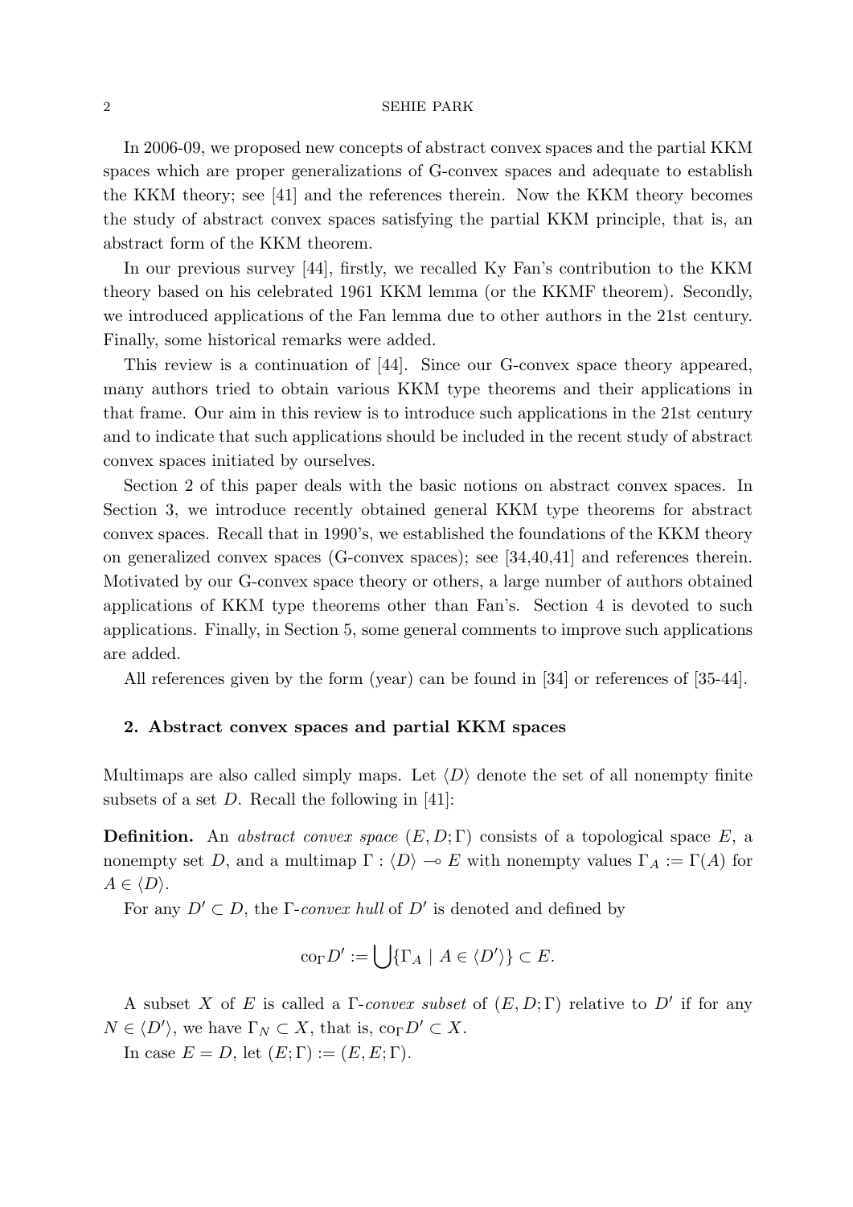In 2006-09, we proposed new concepts of abstract convex spaces and the partial KKM spaces which are proper generalizations of G-convex spaces and adequate to establish the KKM theory; see [41] and the references therein. Now the KKM theory becomes the study of abstract convex spaces satisfying the partial KKM principle, that is, an abstract form of the KKM theorem.

In our previous survey [44], firstly, we recalled Ky Fan's contribution to the KKM theory based on his celebrated 1961 KKM lemma (or the KKMF theorem). Secondly, we introduced applications of the Fan lemma due to other authors in the 21st century. Finally, some historical remarks were added.

This review is a continuation of [44]. Since our G-convex space theory appeared, many authors tried to obtain various KKM type theorems and their applications in that frame. Our aim in this review is to introduce such applications in the 21st century and to indicate that such applications should be included in the recent study of abstract convex spaces initiated by ourselves.

Section 2 of this paper deals with the basic notions on abstract convex spaces. In Section 3, we introduce recently obtained general KKM type theorems for abstract convex spaces. Recall that in 1990's, we established the foundations of the KKM theory on generalized convex spaces (G-convex spaces); see [34,40,41] and references therein. Motivated by our G-convex space theory or others, a large number of authors obtained applications of KKM type theorems other than Fan's. Section 4 is devoted to such applications. Finally, in Section 5, some general comments to improve such applications are added.

All references given by the form (year) can be found in [34] or references of [35-44].

## 2. Abstract convex spaces and partial KKM spaces

Multimaps are also called simply maps. Let $\langle D \rangle$ denote the set of all nonempty finite subsets of a set $D$. Recall the following in [41]:

**Definition.** An *abstract convex space* $(E, D; \Gamma)$ consists of a topological space $E$, a nonempty set $D$, and a multimap $\Gamma : \langle D \rangle \multimap E$ with nonempty values $\Gamma_A := \Gamma(A)$ for $A \in \langle D \rangle$.

For any $D' \subset D$, the $\Gamma$-*convex hull* of $D'$ is denoted and defined by

$$\mathrm{co}_\Gamma D' := \bigcup \{\Gamma_A \mid A \in \langle D' \rangle\} \subset E.$$

A subset $X$ of $E$ is called a $\Gamma$-*convex subset* of $(E, D; \Gamma)$ relative to $D'$ if for any $N \in \langle D' \rangle$, we have $\Gamma_N \subset X$, that is, $\mathrm{co}_\Gamma D' \subset X$.

In case $E = D$, let $(E; \Gamma) := (E, E; \Gamma)$.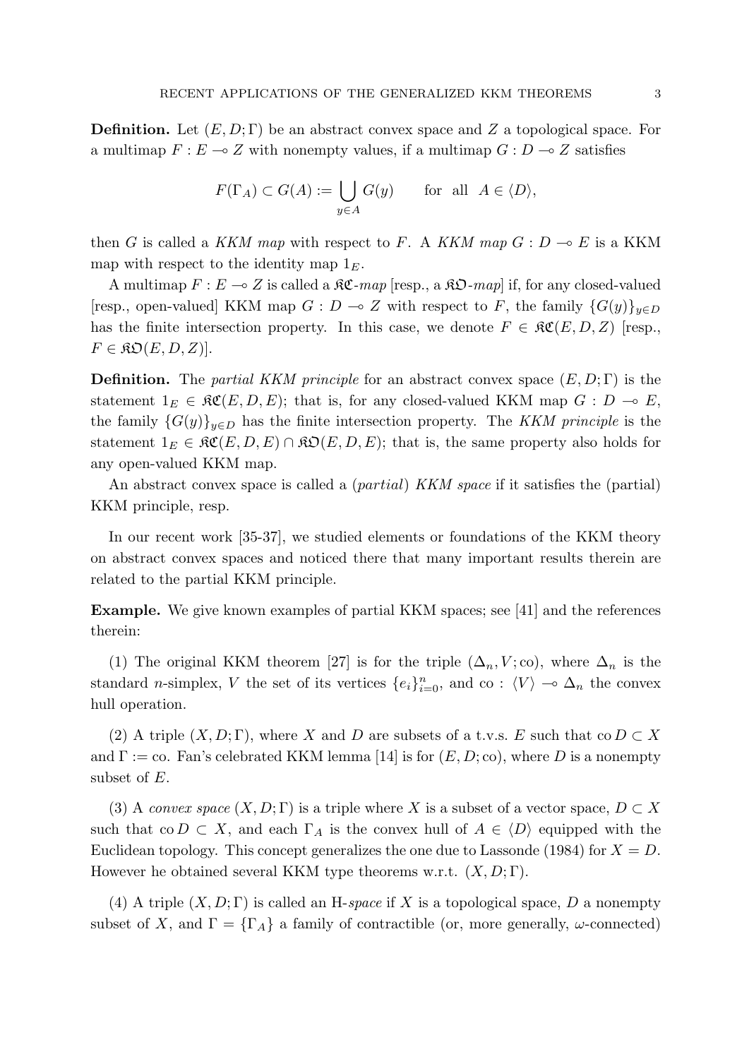**Definition.** Let $(E, D; \Gamma)$ be an abstract convex space and $Z$ a topological space. For a multimap $F : E \multimap Z$ with nonempty values, if a multimap $G : D \multimap Z$ satisfies

$$F(\Gamma_A) \subset G(A) := \bigcup_{y \in A} G(y) \qquad \text{for all} \quad A \in \langle D \rangle,$$

then $G$ is called a *KKM map* with respect to $F$. A *KKM map* $G : D \multimap E$ is a KKM map with respect to the identity map $1_E$.

A multimap $F : E \multimap Z$ is called a $\mathfrak{KC}$-*map* [resp., a $\mathfrak{KO}$-*map*] if, for any closed-valued [resp., open-valued] KKM map $G : D \multimap Z$ with respect to $F$, the family $\{G(y)\}_{y \in D}$ has the finite intersection property. In this case, we denote $F \in \mathfrak{KC}(E, D, Z)$ [resp., $F \in \mathfrak{KO}(E, D, Z)$].

**Definition.** The *partial KKM principle* for an abstract convex space $(E, D; \Gamma)$ is the statement $1_E \in \mathfrak{KC}(E, D, E)$; that is, for any closed-valued KKM map $G : D \multimap E$, the family $\{G(y)\}_{y \in D}$ has the finite intersection property. The *KKM principle* is the statement $1_E \in \mathfrak{KC}(E, D, E) \cap \mathfrak{KO}(E, D, E)$; that is, the same property also holds for any open-valued KKM map.

An abstract convex space is called a (*partial*) *KKM space* if it satisfies the (partial) KKM principle, resp.

In our recent work [35-37], we studied elements or foundations of the KKM theory on abstract convex spaces and noticed there that many important results therein are related to the partial KKM principle.

**Example.** We give known examples of partial KKM spaces; see [41] and the references therein:

(1) The original KKM theorem [27] is for the triple $(\Delta_n, V; \mathrm{co})$, where $\Delta_n$ is the standard $n$-simplex, $V$ the set of its vertices $\{e_i\}_{i=0}^n$, and $\mathrm{co} : \langle V \rangle \multimap \Delta_n$ the convex hull operation.

(2) A triple $(X, D; \Gamma)$, where $X$ and $D$ are subsets of a t.v.s. $E$ such that $\mathrm{co}\, D \subset X$ and $\Gamma := \mathrm{co}$. Fan's celebrated KKM lemma [14] is for $(E, D; \mathrm{co})$, where $D$ is a nonempty subset of $E$.

(3) A *convex space* $(X, D; \Gamma)$ is a triple where $X$ is a subset of a vector space, $D \subset X$ such that $\mathrm{co}\, D \subset X$, and each $\Gamma_A$ is the convex hull of $A \in \langle D \rangle$ equipped with the Euclidean topology. This concept generalizes the one due to Lassonde (1984) for $X = D$. However he obtained several KKM type theorems w.r.t. $(X, D; \Gamma)$.

(4) A triple $(X, D; \Gamma)$ is called an H-*space* if $X$ is a topological space, $D$ a nonempty subset of $X$, and $\Gamma = \{\Gamma_A\}$ a family of contractible (or, more generally, $\omega$-connected)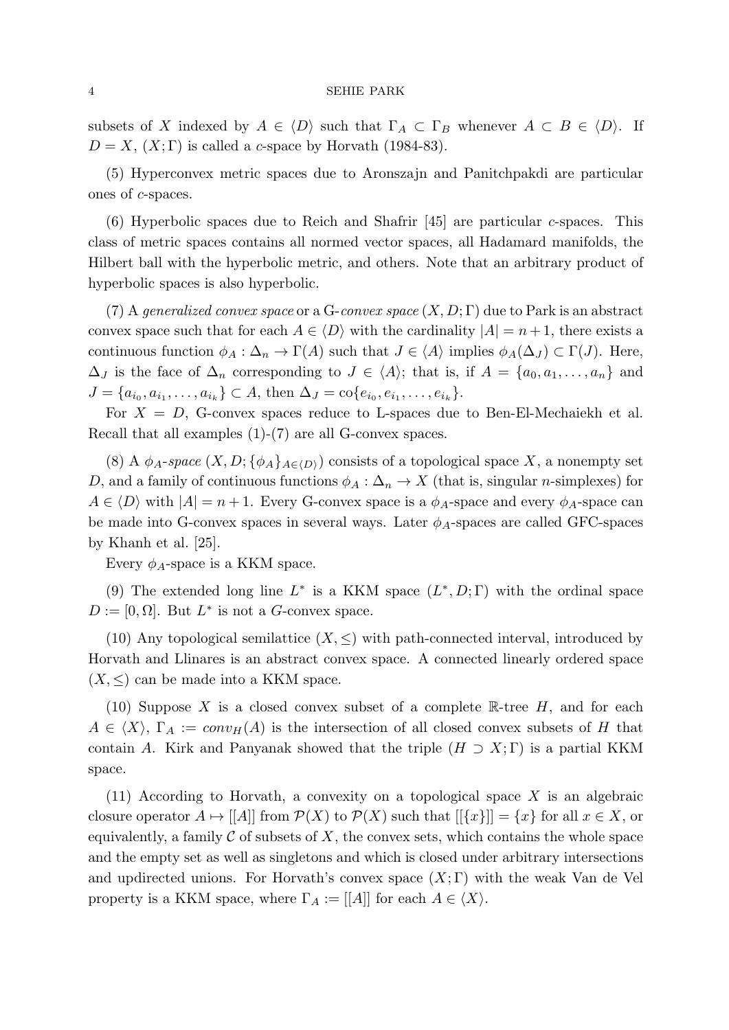subsets of $X$ indexed by $A \in \langle D \rangle$ such that $\Gamma_A \subset \Gamma_B$ whenever $A \subset B \in \langle D \rangle$. If $D = X$, $(X; \Gamma)$ is called a *c*-space by Horvath (1984-83).

(5) Hyperconvex metric spaces due to Aronszajn and Panitchpakdi are particular ones of *c*-spaces.

(6) Hyperbolic spaces due to Reich and Shafrir [45] are particular *c*-spaces. This class of metric spaces contains all normed vector spaces, all Hadamard manifolds, the Hilbert ball with the hyperbolic metric, and others. Note that an arbitrary product of hyperbolic spaces is also hyperbolic.

(7) A *generalized convex space* or a G-*convex space* $(X, D; \Gamma)$ due to Park is an abstract convex space such that for each $A \in \langle D \rangle$ with the cardinality $|A| = n+1$, there exists a continuous function $\phi_A : \Delta_n \to \Gamma(A)$ such that $J \in \langle A \rangle$ implies $\phi_A(\Delta_J) \subset \Gamma(J)$. Here, $\Delta_J$ is the face of $\Delta_n$ corresponding to $J \in \langle A \rangle$; that is, if $A = \{a_0, a_1, \ldots, a_n\}$ and $J = \{a_{i_0}, a_{i_1}, \ldots, a_{i_k}\} \subset A$, then $\Delta_J = \mathrm{co}\{e_{i_0}, e_{i_1}, \ldots, e_{i_k}\}$.

For $X = D$, G-convex spaces reduce to L-spaces due to Ben-El-Mechaiekh et al. Recall that all examples (1)-(7) are all G-convex spaces.

(8) A $\phi_A$-*space* $(X, D; \{\phi_A\}_{A \in \langle D \rangle})$ consists of a topological space $X$, a nonempty set $D$, and a family of continuous functions $\phi_A : \Delta_n \to X$ (that is, singular $n$-simplexes) for $A \in \langle D \rangle$ with $|A| = n+1$. Every G-convex space is a $\phi_A$-space and every $\phi_A$-space can be made into G-convex spaces in several ways. Later $\phi_A$-spaces are called GFC-spaces by Khanh et al. [25].

Every $\phi_A$-space is a KKM space.

(9) The extended long line $L^*$ is a KKM space $(L^*, D; \Gamma)$ with the ordinal space $D := [0, \Omega]$. But $L^*$ is not a $G$-convex space.

(10) Any topological semilattice $(X, \leq)$ with path-connected interval, introduced by Horvath and Llinares is an abstract convex space. A connected linearly ordered space $(X, \leq)$ can be made into a KKM space.

(10) Suppose $X$ is a closed convex subset of a complete $\mathbb{R}$-tree $H$, and for each $A \in \langle X \rangle$, $\Gamma_A := conv_H(A)$ is the intersection of all closed convex subsets of $H$ that contain $A$. Kirk and Panyanak showed that the triple $(H \supset X; \Gamma)$ is a partial KKM space.

(11) According to Horvath, a convexity on a topological space $X$ is an algebraic closure operator $A \mapsto [[A]]$ from $\mathcal{P}(X)$ to $\mathcal{P}(X)$ such that $[[\{x\}]] = \{x\}$ for all $x \in X$, or equivalently, a family $\mathcal{C}$ of subsets of $X$, the convex sets, which contains the whole space and the empty set as well as singletons and which is closed under arbitrary intersections and updirected unions. For Horvath's convex space $(X; \Gamma)$ with the weak Van de Vel property is a KKM space, where $\Gamma_A := [[A]]$ for each $A \in \langle X \rangle$.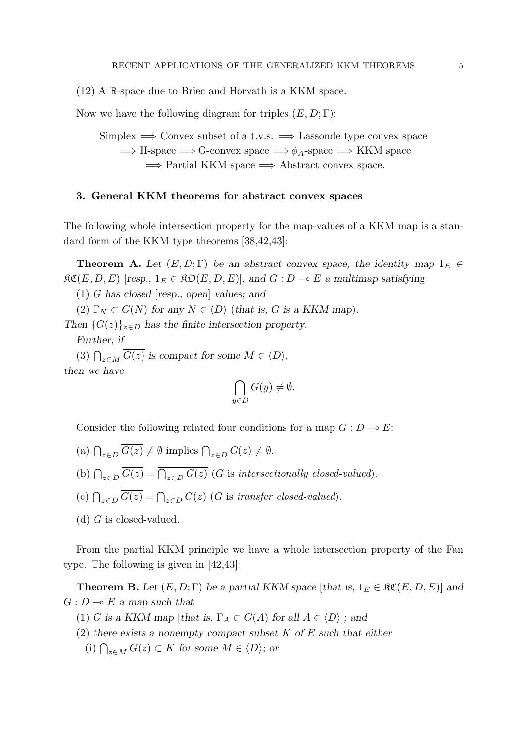(12) A $\mathbb{B}$-space due to Briec and Horvath is a KKM space.

Now we have the following diagram for triples $(E, D; \Gamma)$:

$$\begin{gathered}\text{Simplex} \Longrightarrow \text{Convex subset of a t.v.s.} \Longrightarrow \text{Lassonde type convex space} \\ \Longrightarrow \text{H-space} \Longrightarrow \text{G-convex space} \Longrightarrow \phi_A\text{-space} \Longrightarrow \text{KKM space} \\ \Longrightarrow \text{Partial KKM space} \Longrightarrow \text{Abstract convex space.}\end{gathered}$$

### 3. General KKM theorems for abstract convex spaces

The following whole intersection property for the map-values of a KKM map is a standard form of the KKM type theorems [38,42,43]:

**Theorem A.** *Let $(E, D; \Gamma)$ be an abstract convex space, the identity map $1_E \in \mathfrak{KC}(E, D, E)$ [resp., $1_E \in \mathfrak{KO}(E, D, E)$], and $G : D \multimap E$ a multimap satisfying*

(1) *$G$ has closed [resp., open] values; and*

(2) *$\Gamma_N \subset G(N)$ for any $N \in \langle D \rangle$ (that is, $G$ is a KKM map).*

*Then $\{G(z)\}_{z \in D}$ has the finite intersection property.*

*Further, if*

(3) *$\bigcap_{z \in M} \overline{G(z)}$ is compact for some $M \in \langle D \rangle$,*

*then we have*

$$\bigcap_{y \in D} \overline{G(y)} \neq \emptyset.$$

Consider the following related four conditions for a map $G : D \multimap E$:

(a) $\bigcap_{z \in D} \overline{G(z)} \neq \emptyset$ implies $\bigcap_{z \in D} G(z) \neq \emptyset$.

(b) $\bigcap_{z \in D} \overline{G(z)} = \overline{\bigcap_{z \in D} G(z)}$ ($G$ is *intersectionally closed-valued*).

(c) $\bigcap_{z \in D} \overline{G(z)} = \bigcap_{z \in D} G(z)$ ($G$ is *transfer closed-valued*).

(d) $G$ is closed-valued.

From the partial KKM principle we have a whole intersection property of the Fan type. The following is given in [42,43]:

**Theorem B.** *Let $(E, D; \Gamma)$ be a partial KKM space [that is, $1_E \in \mathfrak{KC}(E, D, E)$] and $G : D \multimap E$ a map such that*

(1) *$\overline{G}$ is a KKM map [that is, $\Gamma_A \subset \overline{G}(A)$ for all $A \in \langle D \rangle$]; and*

(2) *there exists a nonempty compact subset $K$ of $E$ such that either*

(i) *$\bigcap_{z \in M} \overline{G(z)} \subset K$ for some $M \in \langle D \rangle$; or*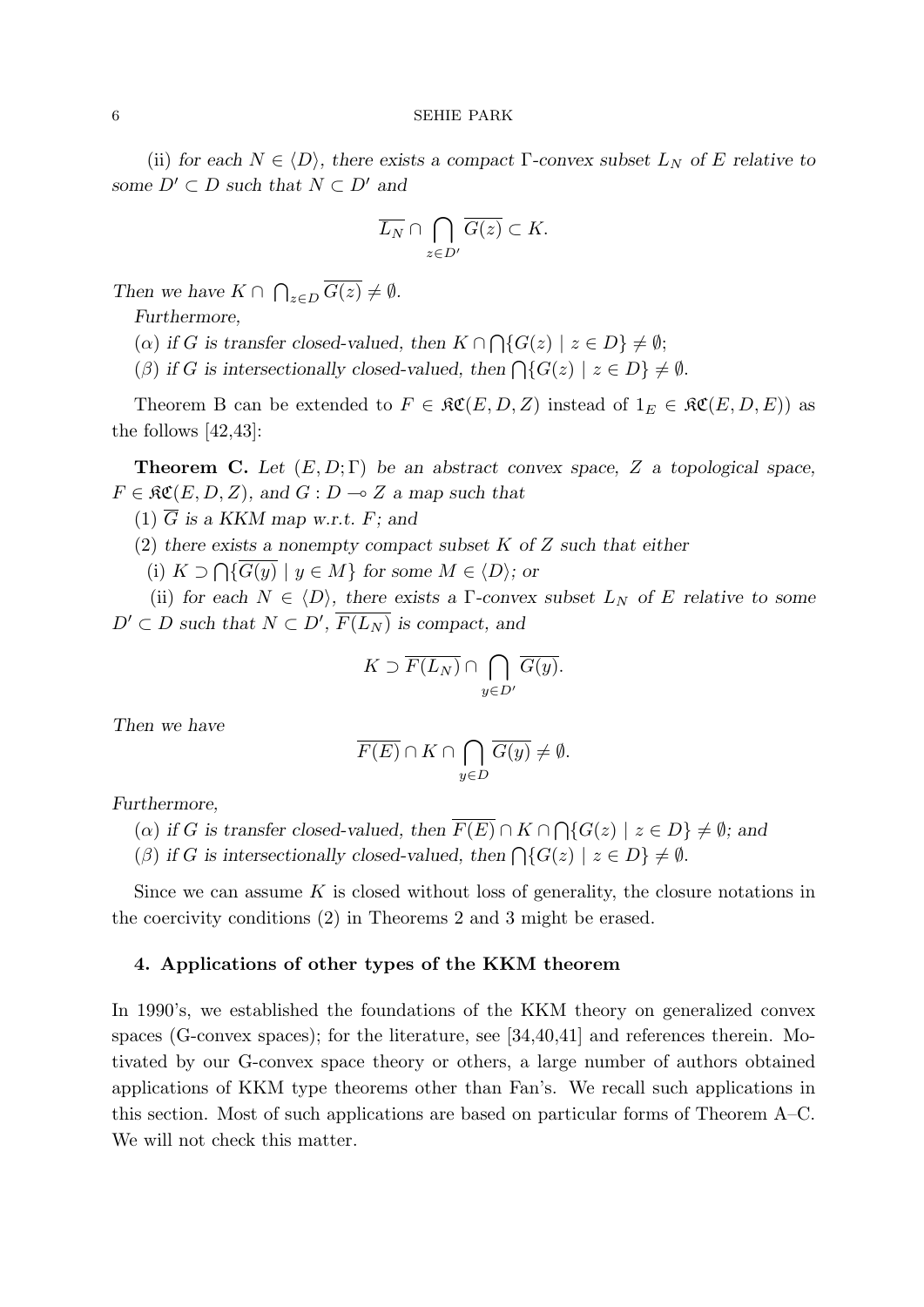(ii) *for each $N \in \langle D \rangle$, there exists a compact $\Gamma$-convex subset $L_N$ of $E$ relative to some $D' \subset D$ such that $N \subset D'$ and*

$$\overline{L_N} \cap \bigcap_{z \in D'} \overline{G(z)} \subset K.$$

*Then we have $K \cap \bigcap_{z \in D} \overline{G(z)} \neq \emptyset$.*

*Furthermore,*

($\alpha$) *if $G$ is transfer closed-valued, then $K \cap \bigcap \{G(z) \mid z \in D\} \neq \emptyset$;*

($\beta$) *if $G$ is intersectionally closed-valued, then $\bigcap \{G(z) \mid z \in D\} \neq \emptyset$.*

Theorem B can be extended to $F \in \mathfrak{KC}(E, D, Z)$ instead of $1_E \in \mathfrak{KC}(E, D, E)$) as the follows [42,43]:

**Theorem C.** *Let $(E, D; \Gamma)$ be an abstract convex space, $Z$ a topological space, $F \in \mathfrak{KC}(E, D, Z)$, and $G : D \multimap Z$ a map such that*

(1) *$\overline{G}$ is a KKM map w.r.t. $F$; and*

(2) *there exists a nonempty compact subset $K$ of $Z$ such that either*

(i) *$K \supset \bigcap \{\overline{G(y)} \mid y \in M\}$ for some $M \in \langle D \rangle$; or*

(ii) *for each $N \in \langle D \rangle$, there exists a $\Gamma$-convex subset $L_N$ of $E$ relative to some $D' \subset D$ such that $N \subset D'$, $\overline{F(L_N)}$ is compact, and*

$$K \supset \overline{F(L_N)} \cap \bigcap_{y \in D'} \overline{G(y)}.$$

*Then we have*

$$\overline{F(E)} \cap K \cap \bigcap_{y \in D} \overline{G(y)} \neq \emptyset.$$

*Furthermore,*

($\alpha$) *if $G$ is transfer closed-valued, then $\overline{F(E)} \cap K \cap \bigcap \{G(z) \mid z \in D\} \neq \emptyset$; and*

($\beta$) *if $G$ is intersectionally closed-valued, then $\bigcap \{G(z) \mid z \in D\} \neq \emptyset$.*

Since we can assume $K$ is closed without loss of generality, the closure notations in the coercivity conditions (2) in Theorems 2 and 3 might be erased.

### 4. Applications of other types of the KKM theorem

In 1990's, we established the foundations of the KKM theory on generalized convex spaces (G-convex spaces); for the literature, see [34,40,41] and references therein. Motivated by our G-convex space theory or others, a large number of authors obtained applications of KKM type theorems other than Fan's. We recall such applications in this section. Most of such applications are based on particular forms of Theorem A–C. We will not check this matter.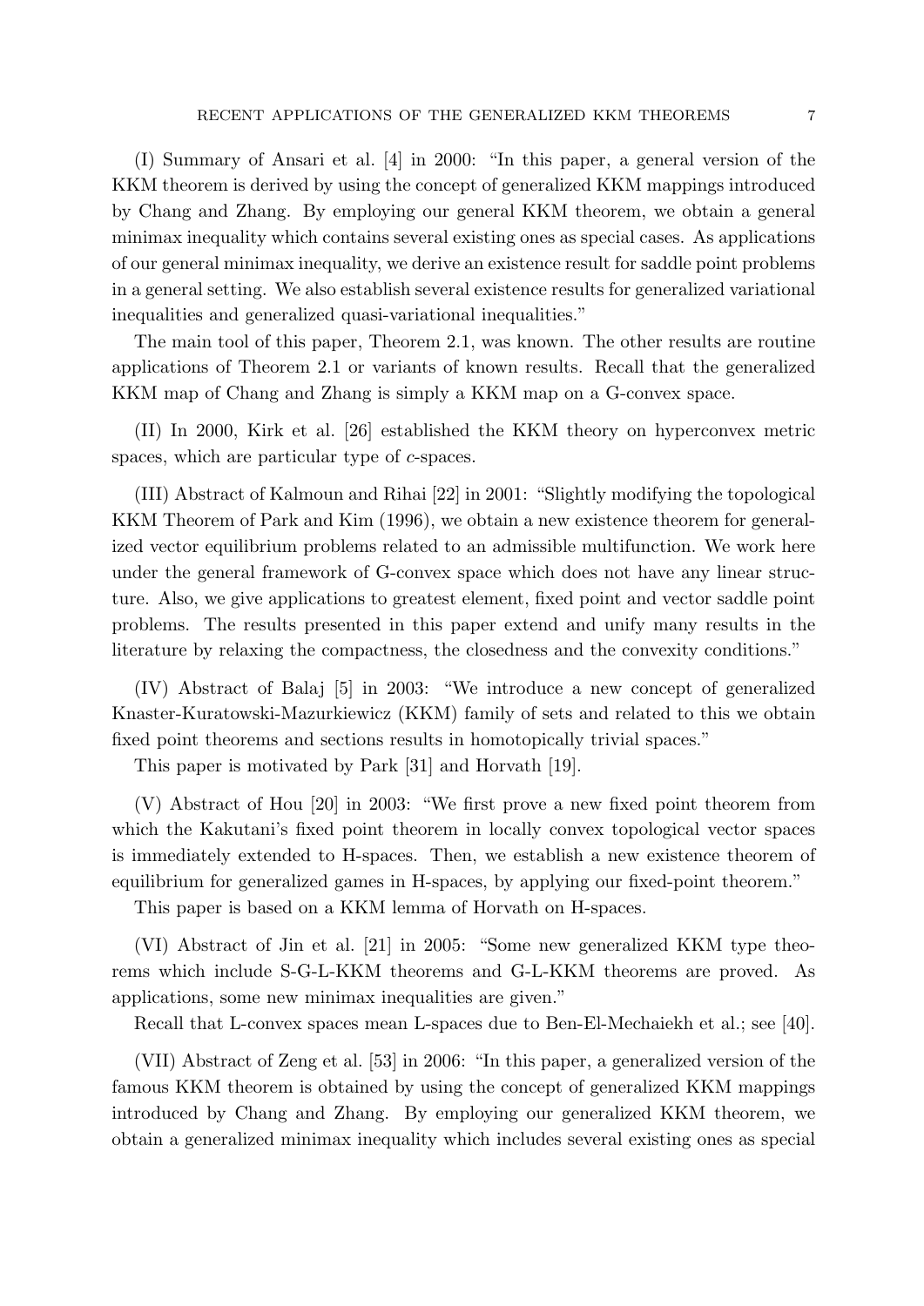(I) Summary of Ansari et al. [4] in 2000: "In this paper, a general version of the KKM theorem is derived by using the concept of generalized KKM mappings introduced by Chang and Zhang. By employing our general KKM theorem, we obtain a general minimax inequality which contains several existing ones as special cases. As applications of our general minimax inequality, we derive an existence result for saddle point problems in a general setting. We also establish several existence results for generalized variational inequalities and generalized quasi-variational inequalities."

The main tool of this paper, Theorem 2.1, was known. The other results are routine applications of Theorem 2.1 or variants of known results. Recall that the generalized KKM map of Chang and Zhang is simply a KKM map on a G-convex space.

(II) In 2000, Kirk et al. [26] established the KKM theory on hyperconvex metric spaces, which are particular type of *c*-spaces.

(III) Abstract of Kalmoun and Rihai [22] in 2001: "Slightly modifying the topological KKM Theorem of Park and Kim (1996), we obtain a new existence theorem for generalized vector equilibrium problems related to an admissible multifunction. We work here under the general framework of G-convex space which does not have any linear structure. Also, we give applications to greatest element, fixed point and vector saddle point problems. The results presented in this paper extend and unify many results in the literature by relaxing the compactness, the closedness and the convexity conditions."

(IV) Abstract of Balaj [5] in 2003: "We introduce a new concept of generalized Knaster-Kuratowski-Mazurkiewicz (KKM) family of sets and related to this we obtain fixed point theorems and sections results in homotopically trivial spaces."

This paper is motivated by Park [31] and Horvath [19].

(V) Abstract of Hou [20] in 2003: "We first prove a new fixed point theorem from which the Kakutani's fixed point theorem in locally convex topological vector spaces is immediately extended to H-spaces. Then, we establish a new existence theorem of equilibrium for generalized games in H-spaces, by applying our fixed-point theorem."

This paper is based on a KKM lemma of Horvath on H-spaces.

(VI) Abstract of Jin et al. [21] in 2005: "Some new generalized KKM type theorems which include S-G-L-KKM theorems and G-L-KKM theorems are proved. As applications, some new minimax inequalities are given."

Recall that L-convex spaces mean L-spaces due to Ben-El-Mechaiekh et al.; see [40].

(VII) Abstract of Zeng et al. [53] in 2006: "In this paper, a generalized version of the famous KKM theorem is obtained by using the concept of generalized KKM mappings introduced by Chang and Zhang. By employing our generalized KKM theorem, we obtain a generalized minimax inequality which includes several existing ones as special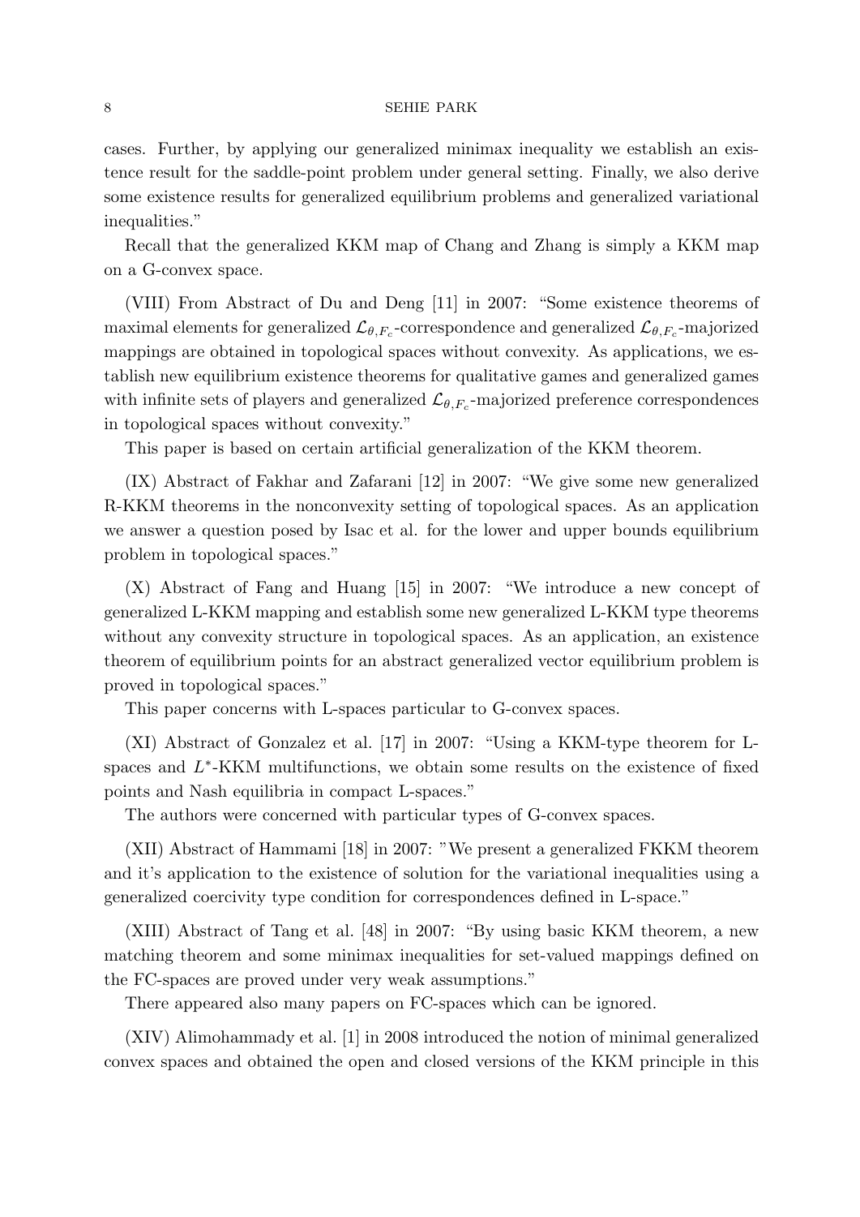cases. Further, by applying our generalized minimax inequality we establish an existence result for the saddle-point problem under general setting. Finally, we also derive some existence results for generalized equilibrium problems and generalized variational inequalities."

Recall that the generalized KKM map of Chang and Zhang is simply a KKM map on a G-convex space.

(VIII) From Abstract of Du and Deng [11] in 2007: "Some existence theorems of maximal elements for generalized $\mathcal{L}_{\theta,F_c}$-correspondence and generalized $\mathcal{L}_{\theta,F_c}$-majorized mappings are obtained in topological spaces without convexity. As applications, we establish new equilibrium existence theorems for qualitative games and generalized games with infinite sets of players and generalized $\mathcal{L}_{\theta,F_c}$-majorized preference correspondences in topological spaces without convexity."

This paper is based on certain artificial generalization of the KKM theorem.

(IX) Abstract of Fakhar and Zafarani [12] in 2007: "We give some new generalized R-KKM theorems in the nonconvexity setting of topological spaces. As an application we answer a question posed by Isac et al. for the lower and upper bounds equilibrium problem in topological spaces."

(X) Abstract of Fang and Huang [15] in 2007: "We introduce a new concept of generalized L-KKM mapping and establish some new generalized L-KKM type theorems without any convexity structure in topological spaces. As an application, an existence theorem of equilibrium points for an abstract generalized vector equilibrium problem is proved in topological spaces."

This paper concerns with L-spaces particular to G-convex spaces.

(XI) Abstract of Gonzalez et al. [17] in 2007: "Using a KKM-type theorem for L-spaces and $L^*$-KKM multifunctions, we obtain some results on the existence of fixed points and Nash equilibria in compact L-spaces."

The authors were concerned with particular types of G-convex spaces.

(XII) Abstract of Hammami [18] in 2007: "We present a generalized FKKM theorem and it's application to the existence of solution for the variational inequalities using a generalized coercivity type condition for correspondences defined in L-space."

(XIII) Abstract of Tang et al. [48] in 2007: "By using basic KKM theorem, a new matching theorem and some minimax inequalities for set-valued mappings defined on the FC-spaces are proved under very weak assumptions."

There appeared also many papers on FC-spaces which can be ignored.

(XIV) Alimohammady et al. [1] in 2008 introduced the notion of minimal generalized convex spaces and obtained the open and closed versions of the KKM principle in this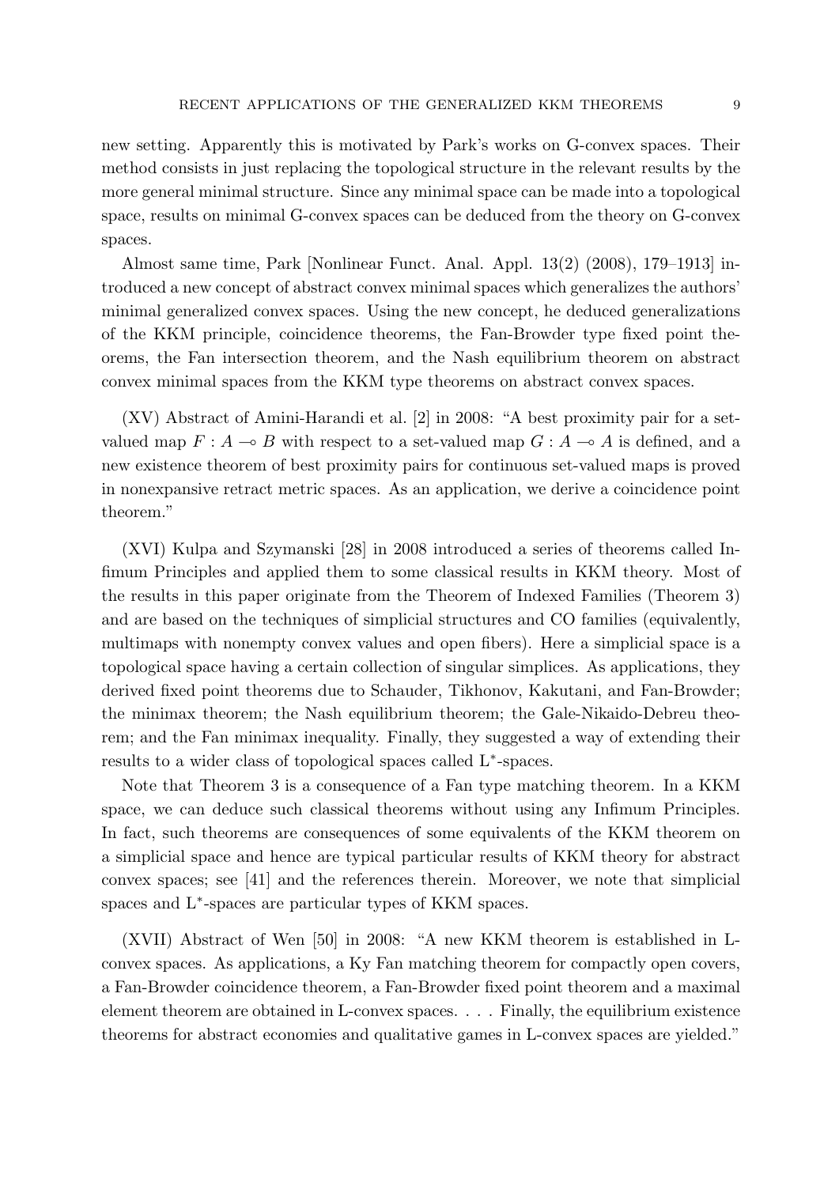new setting. Apparently this is motivated by Park's works on G-convex spaces. Their method consists in just replacing the topological structure in the relevant results by the more general minimal structure. Since any minimal space can be made into a topological space, results on minimal G-convex spaces can be deduced from the theory on G-convex spaces.

Almost same time, Park [Nonlinear Funct. Anal. Appl. 13(2) (2008), 179–1913] introduced a new concept of abstract convex minimal spaces which generalizes the authors' minimal generalized convex spaces. Using the new concept, he deduced generalizations of the KKM principle, coincidence theorems, the Fan-Browder type fixed point theorems, the Fan intersection theorem, and the Nash equilibrium theorem on abstract convex minimal spaces from the KKM type theorems on abstract convex spaces.

(XV) Abstract of Amini-Harandi et al. [2] in 2008: "A best proximity pair for a set-valued map $F : A \multimap B$ with respect to a set-valued map $G : A \multimap A$ is defined, and a new existence theorem of best proximity pairs for continuous set-valued maps is proved in nonexpansive retract metric spaces. As an application, we derive a coincidence point theorem."

(XVI) Kulpa and Szymanski [28] in 2008 introduced a series of theorems called Infimum Principles and applied them to some classical results in KKM theory. Most of the results in this paper originate from the Theorem of Indexed Families (Theorem 3) and are based on the techniques of simplicial structures and CO families (equivalently, multimaps with nonempty convex values and open fibers). Here a simplicial space is a topological space having a certain collection of singular simplices. As applications, they derived fixed point theorems due to Schauder, Tikhonov, Kakutani, and Fan-Browder; the minimax theorem; the Nash equilibrium theorem; the Gale-Nikaido-Debreu theorem; and the Fan minimax inequality. Finally, they suggested a way of extending their results to a wider class of topological spaces called L$^*$-spaces.

Note that Theorem 3 is a consequence of a Fan type matching theorem. In a KKM space, we can deduce such classical theorems without using any Infimum Principles. In fact, such theorems are consequences of some equivalents of the KKM theorem on a simplicial space and hence are typical particular results of KKM theory for abstract convex spaces; see [41] and the references therein. Moreover, we note that simplicial spaces and L$^*$-spaces are particular types of KKM spaces.

(XVII) Abstract of Wen [50] in 2008: "A new KKM theorem is established in L-convex spaces. As applications, a Ky Fan matching theorem for compactly open covers, a Fan-Browder coincidence theorem, a Fan-Browder fixed point theorem and a maximal element theorem are obtained in L-convex spaces. . . . Finally, the equilibrium existence theorems for abstract economies and qualitative games in L-convex spaces are yielded."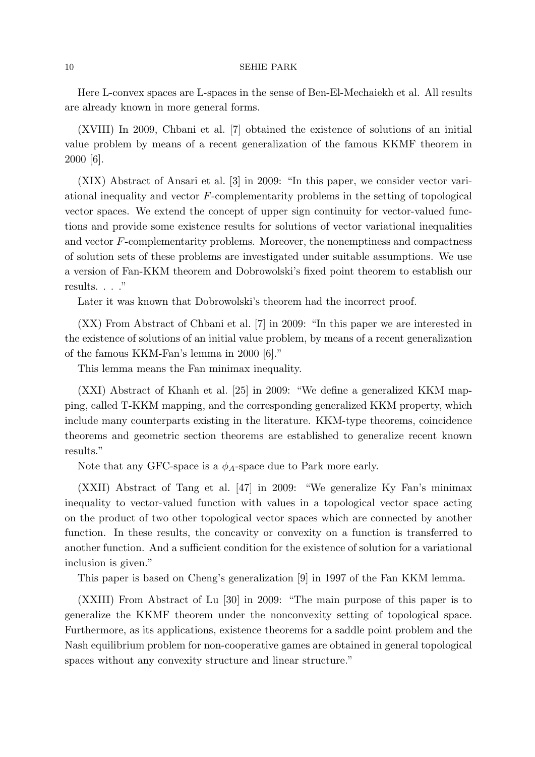Here L-convex spaces are L-spaces in the sense of Ben-El-Mechaiekh et al. All results are already known in more general forms.

(XVIII) In 2009, Chbani et al. [7] obtained the existence of solutions of an initial value problem by means of a recent generalization of the famous KKMF theorem in 2000 [6].

(XIX) Abstract of Ansari et al. [3] in 2009: "In this paper, we consider vector variational inequality and vector $F$-complementarity problems in the setting of topological vector spaces. We extend the concept of upper sign continuity for vector-valued functions and provide some existence results for solutions of vector variational inequalities and vector $F$-complementarity problems. Moreover, the nonemptiness and compactness of solution sets of these problems are investigated under suitable assumptions. We use a version of Fan-KKM theorem and Dobrowolski's fixed point theorem to establish our results. . . ."

Later it was known that Dobrowolski's theorem had the incorrect proof.

(XX) From Abstract of Chbani et al. [7] in 2009: "In this paper we are interested in the existence of solutions of an initial value problem, by means of a recent generalization of the famous KKM-Fan's lemma in 2000 [6]."

This lemma means the Fan minimax inequality.

(XXI) Abstract of Khanh et al. [25] in 2009: "We define a generalized KKM mapping, called T-KKM mapping, and the corresponding generalized KKM property, which include many counterparts existing in the literature. KKM-type theorems, coincidence theorems and geometric section theorems are established to generalize recent known results."

Note that any GFC-space is a $\phi_A$-space due to Park more early.

(XXII) Abstract of Tang et al. [47] in 2009: "We generalize Ky Fan's minimax inequality to vector-valued function with values in a topological vector space acting on the product of two other topological vector spaces which are connected by another function. In these results, the concavity or convexity on a function is transferred to another function. And a sufficient condition for the existence of solution for a variational inclusion is given."

This paper is based on Cheng's generalization [9] in 1997 of the Fan KKM lemma.

(XXIII) From Abstract of Lu [30] in 2009: "The main purpose of this paper is to generalize the KKMF theorem under the nonconvexity setting of topological space. Furthermore, as its applications, existence theorems for a saddle point problem and the Nash equilibrium problem for non-cooperative games are obtained in general topological spaces without any convexity structure and linear structure."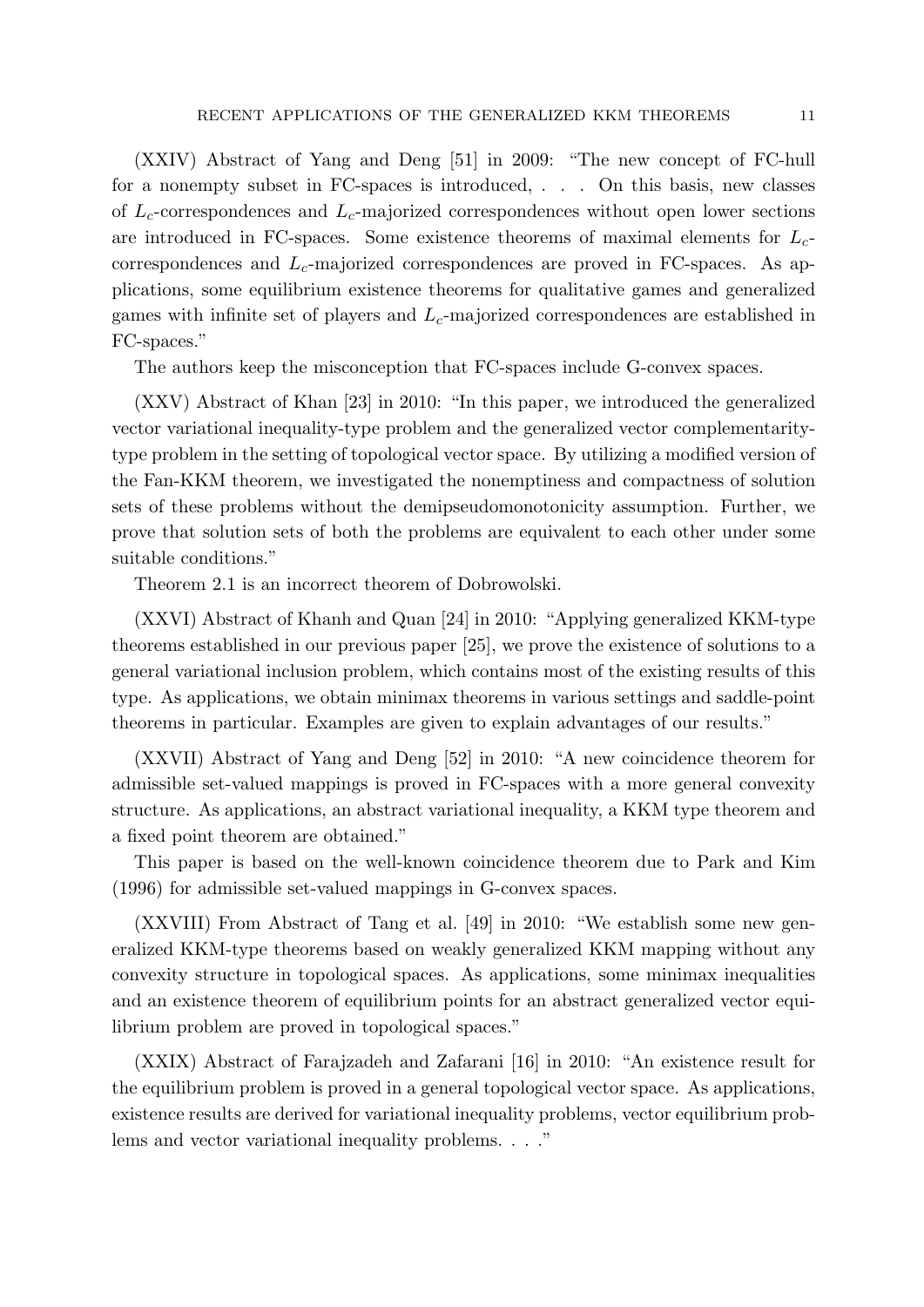(XXIV) Abstract of Yang and Deng [51] in 2009: "The new concept of FC-hull for a nonempty subset in FC-spaces is introduced, . . . On this basis, new classes of $L_c$-correspondences and $L_c$-majorized correspondences without open lower sections are introduced in FC-spaces. Some existence theorems of maximal elements for $L_c$-correspondences and $L_c$-majorized correspondences are proved in FC-spaces. As applications, some equilibrium existence theorems for qualitative games and generalized games with infinite set of players and $L_c$-majorized correspondences are established in FC-spaces."

The authors keep the misconception that FC-spaces include G-convex spaces.

(XXV) Abstract of Khan [23] in 2010: "In this paper, we introduced the generalized vector variational inequality-type problem and the generalized vector complementarity-type problem in the setting of topological vector space. By utilizing a modified version of the Fan-KKM theorem, we investigated the nonemptiness and compactness of solution sets of these problems without the demipseudomonotonicity assumption. Further, we prove that solution sets of both the problems are equivalent to each other under some suitable conditions."

Theorem 2.1 is an incorrect theorem of Dobrowolski.

(XXVI) Abstract of Khanh and Quan [24] in 2010: "Applying generalized KKM-type theorems established in our previous paper [25], we prove the existence of solutions to a general variational inclusion problem, which contains most of the existing results of this type. As applications, we obtain minimax theorems in various settings and saddle-point theorems in particular. Examples are given to explain advantages of our results."

(XXVII) Abstract of Yang and Deng [52] in 2010: "A new coincidence theorem for admissible set-valued mappings is proved in FC-spaces with a more general convexity structure. As applications, an abstract variational inequality, a KKM type theorem and a fixed point theorem are obtained."

This paper is based on the well-known coincidence theorem due to Park and Kim (1996) for admissible set-valued mappings in G-convex spaces.

(XXVIII) From Abstract of Tang et al. [49] in 2010: "We establish some new generalized KKM-type theorems based on weakly generalized KKM mapping without any convexity structure in topological spaces. As applications, some minimax inequalities and an existence theorem of equilibrium points for an abstract generalized vector equilibrium problem are proved in topological spaces."

(XXIX) Abstract of Farajzadeh and Zafarani [16] in 2010: "An existence result for the equilibrium problem is proved in a general topological vector space. As applications, existence results are derived for variational inequality problems, vector equilibrium problems and vector variational inequality problems. . . ."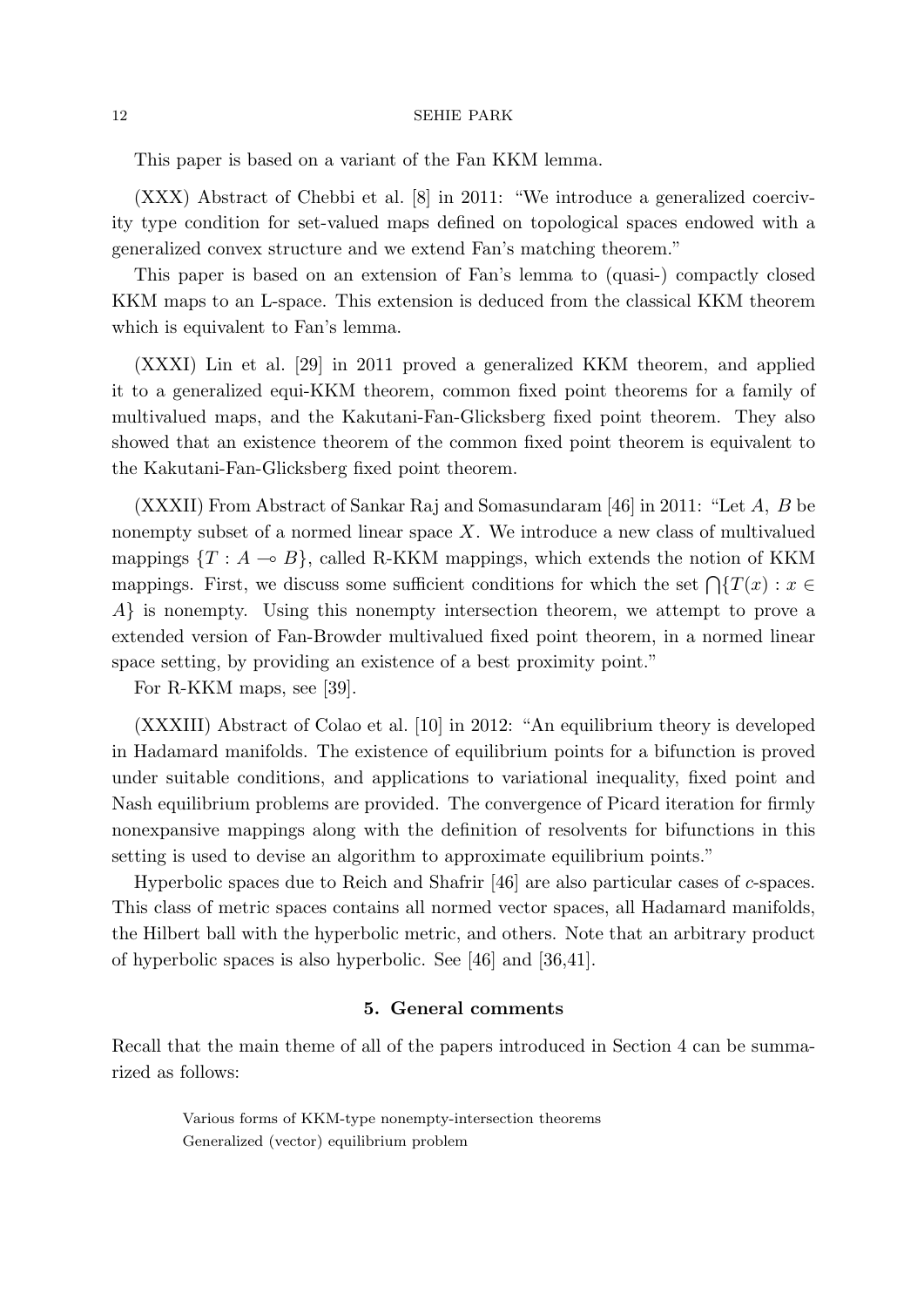This paper is based on a variant of the Fan KKM lemma.

(XXX) Abstract of Chebbi et al. [8] in 2011: "We introduce a generalized coercivity type condition for set-valued maps defined on topological spaces endowed with a generalized convex structure and we extend Fan's matching theorem."

This paper is based on an extension of Fan's lemma to (quasi-) compactly closed KKM maps to an L-space. This extension is deduced from the classical KKM theorem which is equivalent to Fan's lemma.

(XXXI) Lin et al. [29] in 2011 proved a generalized KKM theorem, and applied it to a generalized equi-KKM theorem, common fixed point theorems for a family of multivalued maps, and the Kakutani-Fan-Glicksberg fixed point theorem. They also showed that an existence theorem of the common fixed point theorem is equivalent to the Kakutani-Fan-Glicksberg fixed point theorem.

(XXXII) From Abstract of Sankar Raj and Somasundaram [46] in 2011: "Let $A$, $B$ be nonempty subset of a normed linear space $X$. We introduce a new class of multivalued mappings $\{T : A \multimap B\}$, called R-KKM mappings, which extends the notion of KKM mappings. First, we discuss some sufficient conditions for which the set $\bigcap\{T(x) : x \in A\}$ is nonempty. Using this nonempty intersection theorem, we attempt to prove a extended version of Fan-Browder multivalued fixed point theorem, in a normed linear space setting, by providing an existence of a best proximity point."

For R-KKM maps, see [39].

(XXXIII) Abstract of Colao et al. [10] in 2012: "An equilibrium theory is developed in Hadamard manifolds. The existence of equilibrium points for a bifunction is proved under suitable conditions, and applications to variational inequality, fixed point and Nash equilibrium problems are provided. The convergence of Picard iteration for firmly nonexpansive mappings along with the definition of resolvents for bifunctions in this setting is used to devise an algorithm to approximate equilibrium points."

Hyperbolic spaces due to Reich and Shafrir [46] are also particular cases of $c$-spaces. This class of metric spaces contains all normed vector spaces, all Hadamard manifolds, the Hilbert ball with the hyperbolic metric, and others. Note that an arbitrary product of hyperbolic spaces is also hyperbolic. See [46] and [36,41].

## 5. General comments

Recall that the main theme of all of the papers introduced in Section 4 can be summarized as follows:

> Various forms of KKM-type nonempty-intersection theorems
> Generalized (vector) equilibrium problem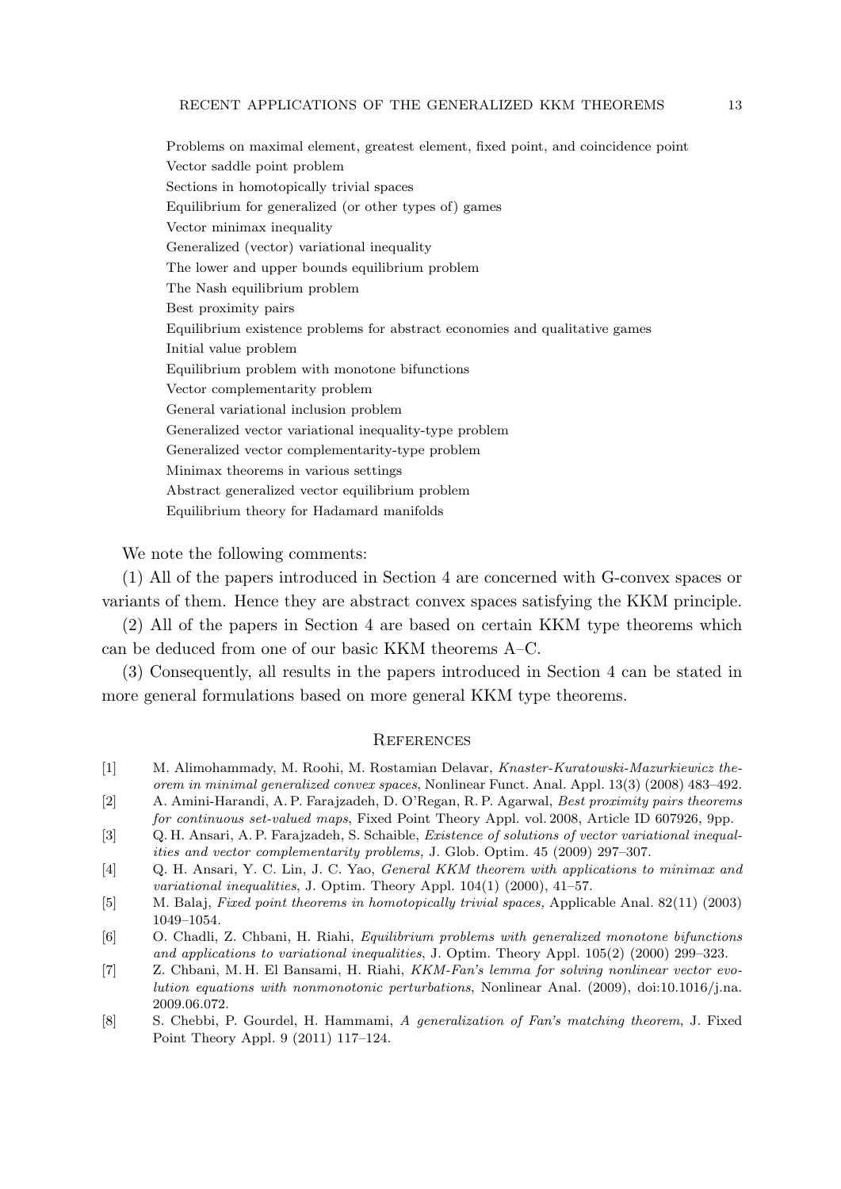Problems on maximal element, greatest element, fixed point, and coincidence point
Vector saddle point problem
Sections in homotopically trivial spaces
Equilibrium for generalized (or other types of) games
Vector minimax inequality
Generalized (vector) variational inequality
The lower and upper bounds equilibrium problem
The Nash equilibrium problem
Best proximity pairs
Equilibrium existence problems for abstract economies and qualitative games
Initial value problem
Equilibrium problem with monotone bifunctions
Vector complementarity problem
General variational inclusion problem
Generalized vector variational inequality-type problem
Generalized vector complementarity-type problem
Minimax theorems in various settings
Abstract generalized vector equilibrium problem
Equilibrium theory for Hadamard manifolds

We note the following comments:

(1) All of the papers introduced in Section 4 are concerned with G-convex spaces or variants of them. Hence they are abstract convex spaces satisfying the KKM principle.

(2) All of the papers in Section 4 are based on certain KKM type theorems which can be deduced from one of our basic KKM theorems A–C.

(3) Consequently, all results in the papers introduced in Section 4 can be stated in more general formulations based on more general KKM type theorems.

## References

[1] M. Alimohammady, M. Roohi, M. Rostamian Delavar, *Knaster-Kuratowski-Mazurkiewicz theorem in minimal generalized convex spaces*, Nonlinear Funct. Anal. Appl. 13(3) (2008) 483–492.

[2] A. Amini-Harandi, A. P. Farajzadeh, D. O'Regan, R. P. Agarwal, *Best proximity pairs theorems for continuous set-valued maps*, Fixed Point Theory Appl. vol. 2008, Article ID 607926, 9pp.

[3] Q. H. Ansari, A. P. Farajzadeh, S. Schaible, *Existence of solutions of vector variational inequalities and vector complementarity problems,* J. Glob. Optim. 45 (2009) 297–307.

[4] Q. H. Ansari, Y. C. Lin, J. C. Yao, *General KKM theorem with applications to minimax and variational inequalities*, J. Optim. Theory Appl. 104(1) (2000), 41–57.

[5] M. Balaj, *Fixed point theorems in homotopically trivial spaces,* Applicable Anal. 82(11) (2003) 1049–1054.

[6] O. Chadli, Z. Chbani, H. Riahi, *Equilibrium problems with generalized monotone bifunctions and applications to variational inequalities*, J. Optim. Theory Appl. 105(2) (2000) 299–323.

[7] Z. Chbani, M. H. El Bansami, H. Riahi, *KKM-Fan's lemma for solving nonlinear vector evolution equations with nonmonotonic perturbations*, Nonlinear Anal. (2009), doi:10.1016/j.na.2009.06.072.

[8] S. Chebbi, P. Gourdel, H. Hammami, *A generalization of Fan's matching theorem*, J. Fixed Point Theory Appl. 9 (2011) 117–124.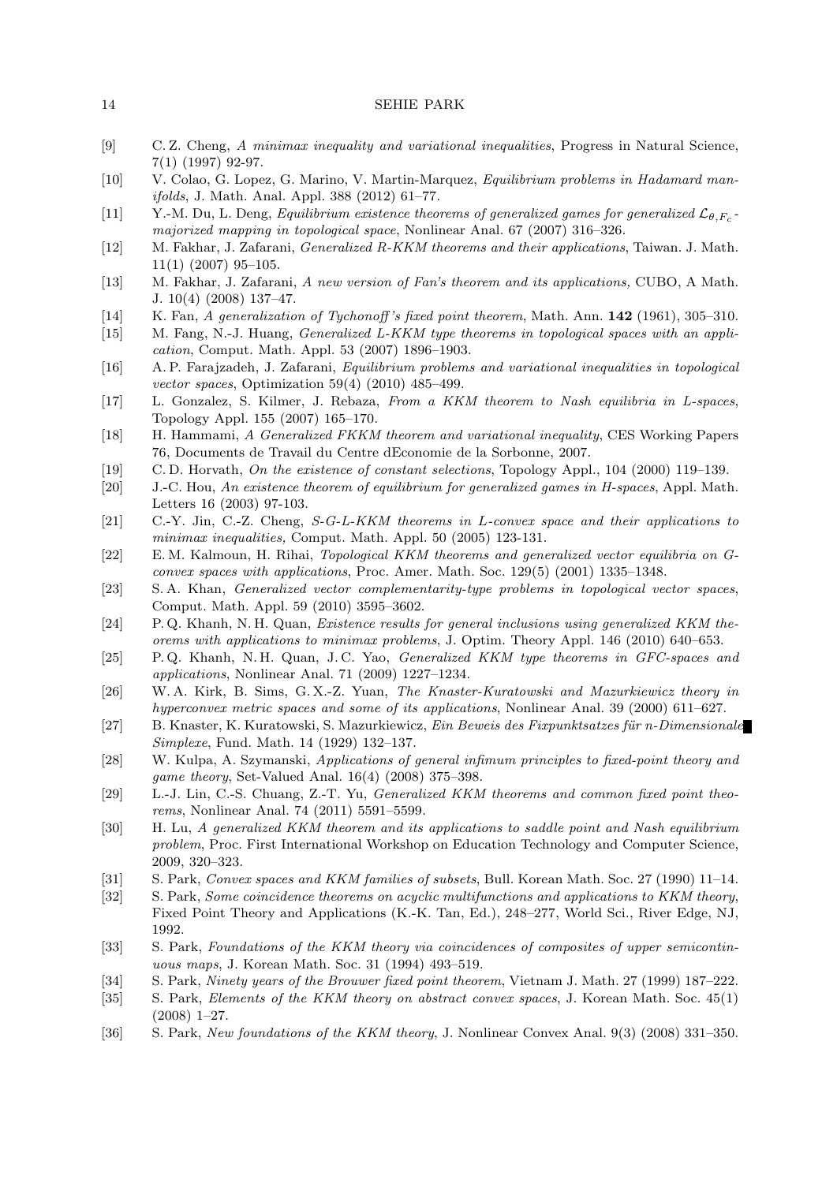[9] C. Z. Cheng, *A minimax inequality and variational inequalities*, Progress in Natural Science, 7(1) (1997) 92-97.

[10] V. Colao, G. Lopez, G. Marino, V. Martin-Marquez, *Equilibrium problems in Hadamard manifolds*, J. Math. Anal. Appl. 388 (2012) 61–77.

[11] Y.-M. Du, L. Deng, *Equilibrium existence theorems of generalized games for generalized $\mathcal{L}_{\theta,F_c}$-majorized mapping in topological space*, Nonlinear Anal. 67 (2007) 316–326.

[12] M. Fakhar, J. Zafarani, *Generalized R-KKM theorems and their applications*, Taiwan. J. Math. 11(1) (2007) 95–105.

[13] M. Fakhar, J. Zafarani, *A new version of Fan's theorem and its applications,* CUBO, A Math. J. 10(4) (2008) 137–47.

[14] K. Fan, *A generalization of Tychonoff's fixed point theorem*, Math. Ann. **142** (1961), 305–310.

[15] M. Fang, N.-J. Huang, *Generalized L-KKM type theorems in topological spaces with an application*, Comput. Math. Appl. 53 (2007) 1896–1903.

[16] A. P. Farajzadeh, J. Zafarani, *Equilibrium problems and variational inequalities in topological vector spaces*, Optimization 59(4) (2010) 485–499.

[17] L. Gonzalez, S. Kilmer, J. Rebaza, *From a KKM theorem to Nash equilibria in L-spaces*, Topology Appl. 155 (2007) 165–170.

[18] H. Hammami, *A Generalized FKKM theorem and variational inequality*, CES Working Papers 76, Documents de Travail du Centre dEconomie de la Sorbonne, 2007.

[19] C. D. Horvath, *On the existence of constant selections*, Topology Appl., 104 (2000) 119–139.

[20] J.-C. Hou, *An existence theorem of equilibrium for generalized games in H-spaces*, Appl. Math. Letters 16 (2003) 97-103.

[21] C.-Y. Jin, C.-Z. Cheng, *S-G-L-KKM theorems in L-convex space and their applications to minimax inequalities,* Comput. Math. Appl. 50 (2005) 123-131.

[22] E. M. Kalmoun, H. Rihai, *Topological KKM theorems and generalized vector equilibria on G-convex spaces with applications*, Proc. Amer. Math. Soc. 129(5) (2001) 1335–1348.

[23] S. A. Khan, *Generalized vector complementarity-type problems in topological vector spaces*, Comput. Math. Appl. 59 (2010) 3595–3602.

[24] P. Q. Khanh, N. H. Quan, *Existence results for general inclusions using generalized KKM theorems with applications to minimax problems*, J. Optim. Theory Appl. 146 (2010) 640–653.

[25] P. Q. Khanh, N. H. Quan, J. C. Yao, *Generalized KKM type theorems in GFC-spaces and applications*, Nonlinear Anal. 71 (2009) 1227–1234.

[26] W. A. Kirk, B. Sims, G. X.-Z. Yuan, *The Knaster-Kuratowski and Mazurkiewicz theory in hyperconvex metric spaces and some of its applications*, Nonlinear Anal. 39 (2000) 611–627.

[27] B. Knaster, K. Kuratowski, S. Mazurkiewicz, *Ein Beweis des Fixpunktsatzes für n-Dimensionale Simplexe*, Fund. Math. 14 (1929) 132–137.

[28] W. Kulpa, A. Szymanski, *Applications of general infimum principles to fixed-point theory and game theory*, Set-Valued Anal. 16(4) (2008) 375–398.

[29] L.-J. Lin, C.-S. Chuang, Z.-T. Yu, *Generalized KKM theorems and common fixed point theorems*, Nonlinear Anal. 74 (2011) 5591–5599.

[30] H. Lu, *A generalized KKM theorem and its applications to saddle point and Nash equilibrium problem*, Proc. First International Workshop on Education Technology and Computer Science, 2009, 320–323.

[31] S. Park, *Convex spaces and KKM families of subsets*, Bull. Korean Math. Soc. 27 (1990) 11–14.

[32] S. Park, *Some coincidence theorems on acyclic multifunctions and applications to KKM theory*, Fixed Point Theory and Applications (K.-K. Tan, Ed.), 248–277, World Sci., River Edge, NJ, 1992.

[33] S. Park, *Foundations of the KKM theory via coincidences of composites of upper semicontinuous maps*, J. Korean Math. Soc. 31 (1994) 493–519.

[34] S. Park, *Ninety years of the Brouwer fixed point theorem*, Vietnam J. Math. 27 (1999) 187–222.

[35] S. Park, *Elements of the KKM theory on abstract convex spaces*, J. Korean Math. Soc. 45(1) (2008) 1–27.

[36] S. Park, *New foundations of the KKM theory*, J. Nonlinear Convex Anal. 9(3) (2008) 331–350.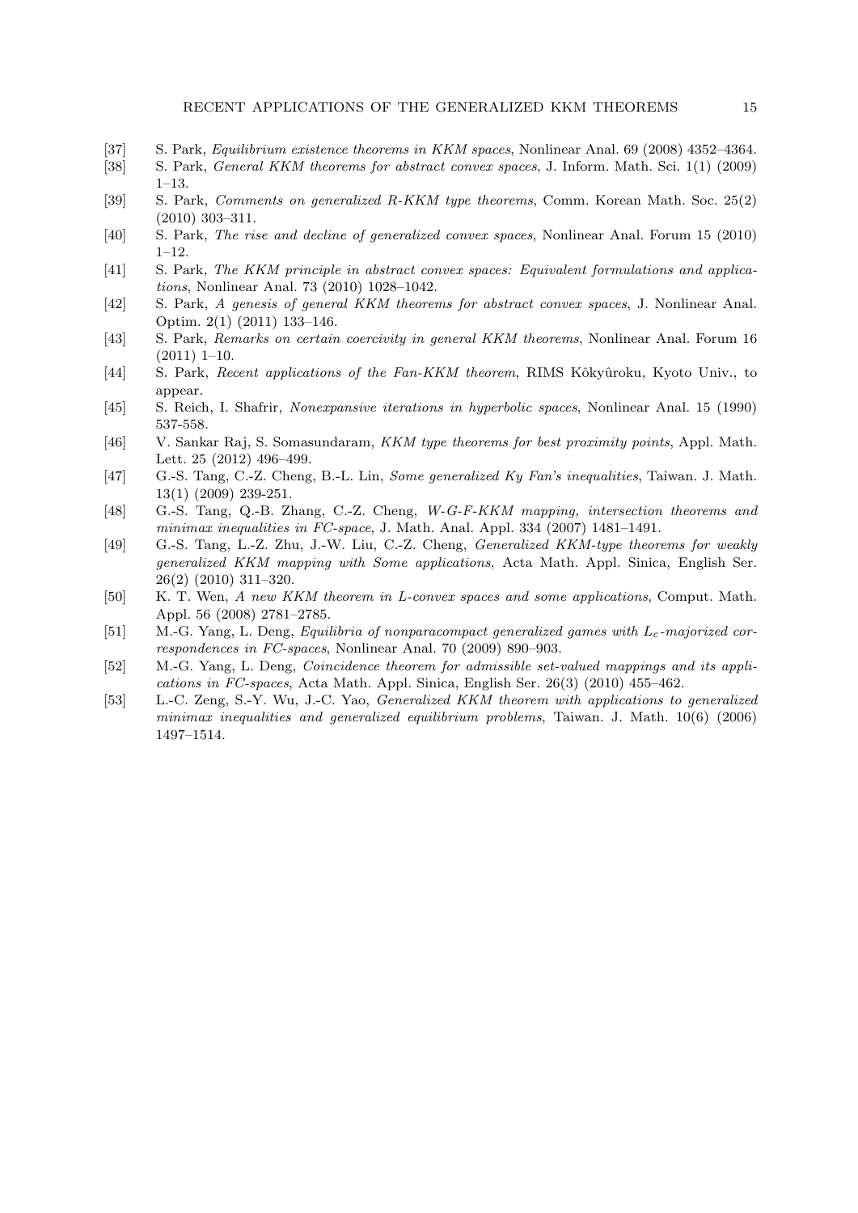[37] S. Park, *Equilibrium existence theorems in KKM spaces*, Nonlinear Anal. 69 (2008) 4352–4364.

[38] S. Park, *General KKM theorems for abstract convex spaces*, J. Inform. Math. Sci. 1(1) (2009) 1–13.

[39] S. Park, *Comments on generalized R-KKM type theorems*, Comm. Korean Math. Soc. 25(2) (2010) 303–311.

[40] S. Park, *The rise and decline of generalized convex spaces*, Nonlinear Anal. Forum 15 (2010) 1–12.

[41] S. Park, *The KKM principle in abstract convex spaces: Equivalent formulations and applications*, Nonlinear Anal. 73 (2010) 1028–1042.

[42] S. Park, *A genesis of general KKM theorems for abstract convex spaces*, J. Nonlinear Anal. Optim. 2(1) (2011) 133–146.

[43] S. Park, *Remarks on certain coercivity in general KKM theorems*, Nonlinear Anal. Forum 16 (2011) 1–10.

[44] S. Park, *Recent applications of the Fan-KKM theorem*, RIMS Kôkyûroku, Kyoto Univ., to appear.

[45] S. Reich, I. Shafrir, *Nonexpansive iterations in hyperbolic spaces*, Nonlinear Anal. 15 (1990) 537-558.

[46] V. Sankar Raj, S. Somasundaram, *KKM type theorems for best proximity points*, Appl. Math. Lett. 25 (2012) 496–499.

[47] G.-S. Tang, C.-Z. Cheng, B.-L. Lin, *Some generalized Ky Fan's inequalities*, Taiwan. J. Math. 13(1) (2009) 239-251.

[48] G.-S. Tang, Q.-B. Zhang, C.-Z. Cheng, *W-G-F-KKM mapping, intersection theorems and minimax inequalities in FC-space*, J. Math. Anal. Appl. 334 (2007) 1481–1491.

[49] G.-S. Tang, L.-Z. Zhu, J.-W. Liu, C.-Z. Cheng, *Generalized KKM-type theorems for weakly generalized KKM mapping with Some applications*, Acta Math. Appl. Sinica, English Ser. 26(2) (2010) 311–320.

[50] K. T. Wen, *A new KKM theorem in L-convex spaces and some applications*, Comput. Math. Appl. 56 (2008) 2781–2785.

[51] M.-G. Yang, L. Deng, *Equilibria of nonparacompact generalized games with $L_c$-majorized correspondences in FC-spaces*, Nonlinear Anal. 70 (2009) 890–903.

[52] M.-G. Yang, L. Deng, *Coincidence theorem for admissible set-valued mappings and its applications in FC-spaces*, Acta Math. Appl. Sinica, English Ser. 26(3) (2010) 455–462.

[53] L.-C. Zeng, S.-Y. Wu, J.-C. Yao, *Generalized KKM theorem with applications to generalized minimax inequalities and generalized equilibrium problems*, Taiwan. J. Math. 10(6) (2006) 1497–1514.